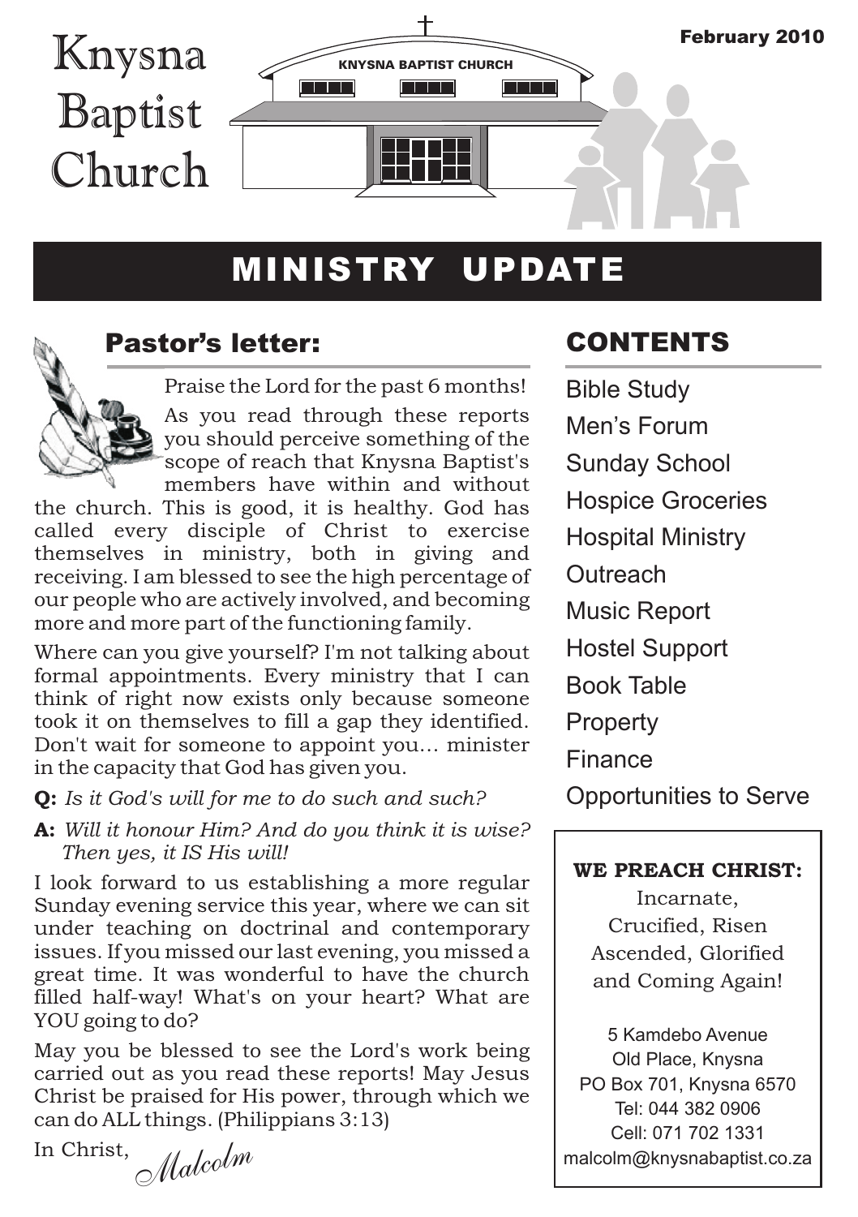# Knysna Baptist Church

KNYSNA BAPTIST CHURCH

February 2010

# MINISTRY UPDATE

## Pastor's letter:

Praise the Lord for the past 6 months!

As you read through these reports you should perceive something of the scope of reach that Knysna Baptist's members have within and without the church. This is good, it is healthy. God has called every disciple of Christ to exercise themselves in ministry, both in giving and receiving. I am blessed to see the high percentage of our people who are actively involved, and becoming more and more part of the functioning family.

Where can you give yourself? I'm not talking about formal appointments. Every ministry that I can think of right now exists only because someone took it on themselves to fill a gap they identified. Don't wait for someone to appoint you… minister in the capacity that God has given you.

**Q:** *Is it God's will for me to do such and such?*

**A:** *Will it honour Him? And do you think it is wise? Then yes, it IS His will!*

I look forward to us establishing a more regular Sunday evening service this year, where we can sit under teaching on doctrinal and contemporary issues. If you missed our last evening, you missed a great time. It was wonderful to have the church filled half-way! What's on your heart? What are YOU going to do?

May you be blessed to see the Lord's work being carried out as you read these reports! May Jesus Christ be praised for His power, through which we can do ALL things. (Philippians 3:13)

In Christ, *Malcolm*

## CONTENTS

- Bible Study
- Men's Forum
- Sunday School
- Hospice Groceries
- Hospital Ministry
- Outreach
- Music Report
- Hostel Support
- Book Table
- Property
- Finance
- Opportunities to Serve

**WE PREACH CHRIST:**

Incarnate,
Crucified, Risen
Ascended, Glorified
and Coming Again!

5 Kamdebo Avenue
Old Place, Knysna
PO Box 701, Knysna 6570
Tel: 044 382 0906
Cell: 071 702 1331
malcolm@knysnabaptist.co.za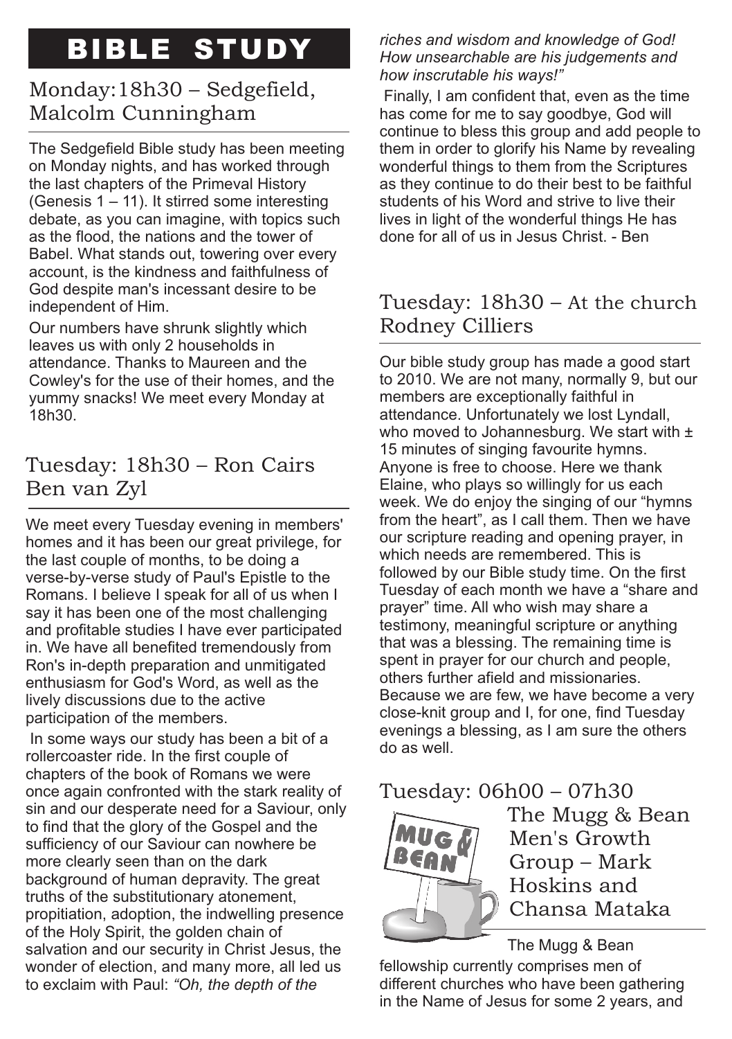# BIBLE STUDY

## Monday: 18h30 – Sedgefield, Malcolm Cunningham

The Sedgefield Bible study has been meeting on Monday nights, and has worked through the last chapters of the Primeval History (Genesis 1 – 11). It stirred some interesting debate, as you can imagine, with topics such as the flood, the nations and the tower of Babel. What stands out, towering over every account, is the kindness and faithfulness of God despite man's incessant desire to be independent of Him.

Our numbers have shrunk slightly which leaves us with only 2 households in attendance. Thanks to Maureen and the Cowley's for the use of their homes, and the yummy snacks! We meet every Monday at 18h30.

## Tuesday: 18h30 – Ron Cairs Ben van Zyl

We meet every Tuesday evening in members' homes and it has been our great privilege, for the last couple of months, to be doing a verse-by-verse study of Paul's Epistle to the Romans. I believe I speak for all of us when I say it has been one of the most challenging and profitable studies I have ever participated in. We have all benefited tremendously from Ron's in-depth preparation and unmitigated enthusiasm for God's Word, as well as the lively discussions due to the active participation of the members.

In some ways our study has been a bit of a rollercoaster ride. In the first couple of chapters of the book of Romans we were once again confronted with the stark reality of sin and our desperate need for a Saviour, only to find that the glory of the Gospel and the sufficiency of our Saviour can nowhere be more clearly seen than on the dark background of human depravity. The great truths of the substitutionary atonement, propitiation, adoption, the indwelling presence of the Holy Spirit, the golden chain of salvation and our security in Christ Jesus, the wonder of election, and many more, all led us to exclaim with Paul: *"Oh, the depth of the riches and wisdom and knowledge of God! How unsearchable are his judgements and how inscrutable his ways!"*

Finally, I am confident that, even as the time has come for me to say goodbye, God will continue to bless this group and add people to them in order to glorify his Name by revealing wonderful things to them from the Scriptures as they continue to do their best to be faithful students of his Word and strive to live their lives in light of the wonderful things He has done for all of us in Jesus Christ. - Ben

## Tuesday: 18h30 – At the church Rodney Cilliers

Our bible study group has made a good start to 2010. We are not many, normally 9, but our members are exceptionally faithful in attendance. Unfortunately we lost Lyndall, who moved to Johannesburg. We start with ± 15 minutes of singing favourite hymns. Anyone is free to choose. Here we thank Elaine, who plays so willingly for us each week. We do enjoy the singing of our "hymns from the heart", as I call them. Then we have our scripture reading and opening prayer, in which needs are remembered. This is followed by our Bible study time. On the first Tuesday of each month we have a "share and prayer" time. All who wish may share a testimony, meaningful scripture or anything that was a blessing. The remaining time is spent in prayer for our church and people, others further afield and missionaries. Because we are few, we have become a very close-knit group and I, for one, find Tuesday evenings a blessing, as I am sure the others do as well.

## Tuesday: 06h00 – 07h30 The Mugg & Bean Men's Growth Group – Mark Hoskins and Chansa Mataka

The Mugg & Bean fellowship currently comprises men of different churches who have been gathering in the Name of Jesus for some 2 years, and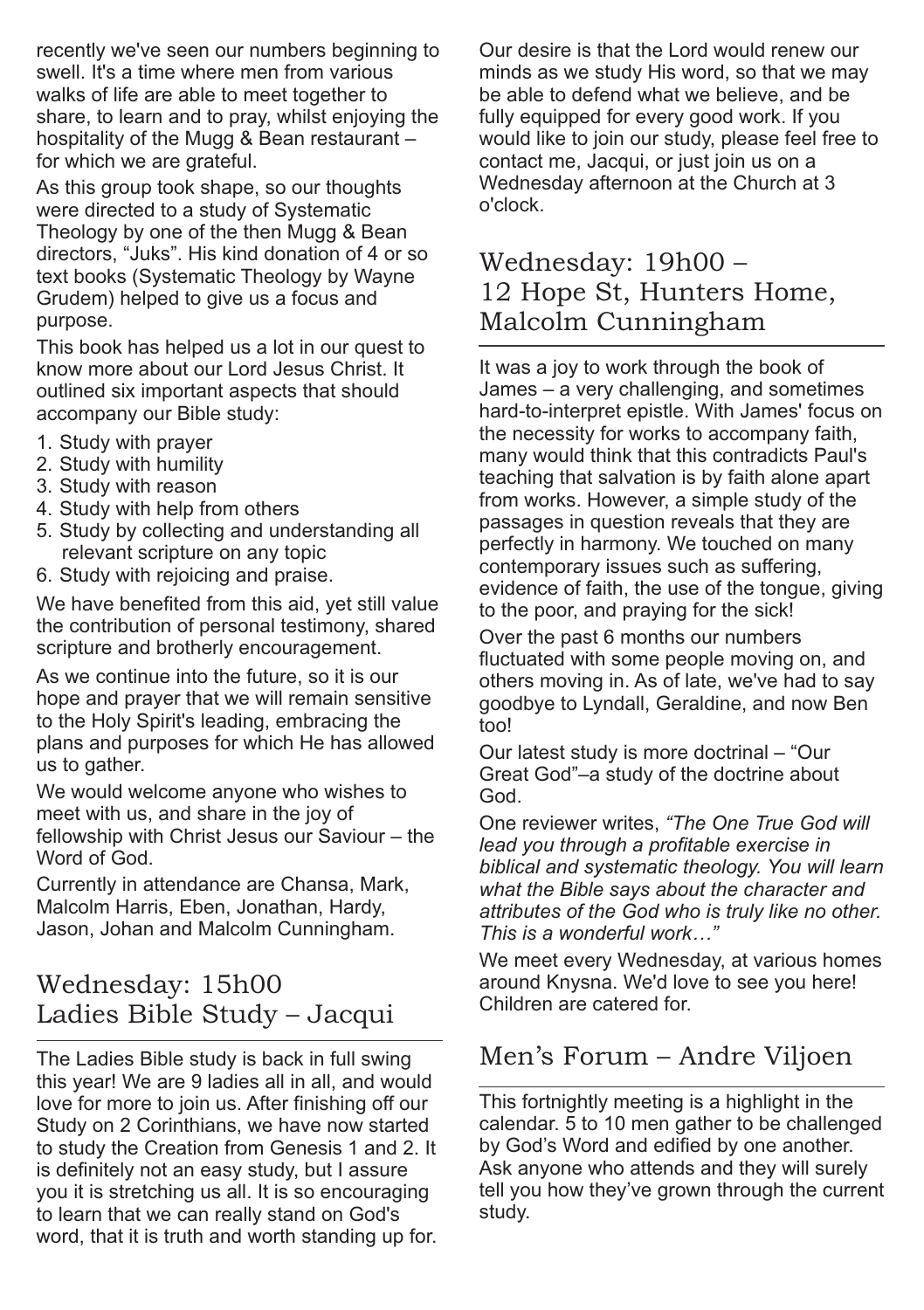recently we've seen our numbers beginning to swell. It's a time where men from various walks of life are able to meet together to share, to learn and to pray, whilst enjoying the hospitality of the Mugg & Bean restaurant – for which we are grateful.

As this group took shape, so our thoughts were directed to a study of Systematic Theology by one of the then Mugg & Bean directors, "Juks". His kind donation of 4 or so text books (Systematic Theology by Wayne Grudem) helped to give us a focus and purpose.

This book has helped us a lot in our quest to know more about our Lord Jesus Christ. It outlined six important aspects that should accompany our Bible study:

1. Study with prayer
2. Study with humility
3. Study with reason
4. Study with help from others
5. Study by collecting and understanding all relevant scripture on any topic
6. Study with rejoicing and praise.

We have benefited from this aid, yet still value the contribution of personal testimony, shared scripture and brotherly encouragement.

As we continue into the future, so it is our hope and prayer that we will remain sensitive to the Holy Spirit's leading, embracing the plans and purposes for which He has allowed us to gather.

We would welcome anyone who wishes to meet with us, and share in the joy of fellowship with Christ Jesus our Saviour – the Word of God.

Currently in attendance are Chansa, Mark, Malcolm Harris, Eben, Jonathan, Hardy, Jason, Johan and Malcolm Cunningham.

## Wednesday: 15h00 Ladies Bible Study – Jacqui

The Ladies Bible study is back in full swing this year! We are 9 ladies all in all, and would love for more to join us. After finishing off our Study on 2 Corinthians, we have now started to study the Creation from Genesis 1 and 2. It is definitely not an easy study, but I assure you it is stretching us all. It is so encouraging to learn that we can really stand on God's word, that it is truth and worth standing up for. Our desire is that the Lord would renew our minds as we study His word, so that we may be able to defend what we believe, and be fully equipped for every good work. If you would like to join our study, please feel free to contact me, Jacqui, or just join us on a Wednesday afternoon at the Church at 3 o'clock.

## Wednesday: 19h00 – 12 Hope St, Hunters Home, Malcolm Cunningham

It was a joy to work through the book of James – a very challenging, and sometimes hard-to-interpret epistle. With James' focus on the necessity for works to accompany faith, many would think that this contradicts Paul's teaching that salvation is by faith alone apart from works. However, a simple study of the passages in question reveals that they are perfectly in harmony. We touched on many contemporary issues such as suffering, evidence of faith, the use of the tongue, giving to the poor, and praying for the sick!

Over the past 6 months our numbers fluctuated with some people moving on, and others moving in. As of late, we've had to say goodbye to Lyndall, Geraldine, and now Ben too!

Our latest study is more doctrinal – "Our Great God"–a study of the doctrine about God.

One reviewer writes, *"The One True God will lead you through a profitable exercise in biblical and systematic theology. You will learn what the Bible says about the character and attributes of the God who is truly like no other. This is a wonderful work…"*

We meet every Wednesday, at various homes around Knysna. We'd love to see you here! Children are catered for.

## Men's Forum – Andre Viljoen

This fortnightly meeting is a highlight in the calendar. 5 to 10 men gather to be challenged by God's Word and edified by one another. Ask anyone who attends and they will surely tell you how they've grown through the current study.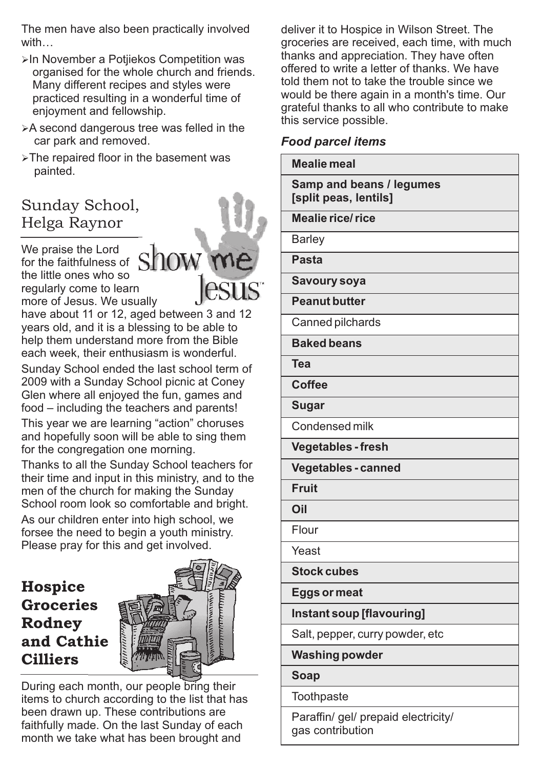The men have also been practically involved with…

- In November a Potjiekos Competition was organised for the whole church and friends. Many different recipes and styles were practiced resulting in a wonderful time of enjoyment and fellowship.
- A second dangerous tree was felled in the car park and removed.
- The repaired floor in the basement was painted.

## Sunday School, Helga Raynor

We praise the Lord for the faithfulness of the little ones who so regularly come to learn more of Jesus. We usually have about 11 or 12, aged between 3 and 12 years old, and it is a blessing to be able to help them understand more from the Bible each week, their enthusiasm is wonderful.

Sunday School ended the last school term of 2009 with a Sunday School picnic at Coney Glen where all enjoyed the fun, games and food – including the teachers and parents!

This year we are learning "action" choruses and hopefully soon will be able to sing them for the congregation one morning.

Thanks to all the Sunday School teachers for their time and input in this ministry, and to the men of the church for making the Sunday School room look so comfortable and bright.

As our children enter into high school, we forsee the need to begin a youth ministry. Please pray for this and get involved.

## Hospice Groceries Rodney and Cathie Cilliers

During each month, our people bring their items to church according to the list that has been drawn up. These contributions are faithfully made. On the last Sunday of each month we take what has been brought and deliver it to Hospice in Wilson Street. The groceries are received, each time, with much thanks and appreciation. They have often offered to write a letter of thanks. We have told them not to take the trouble since we would be there again in a month's time. Our grateful thanks to all who contribute to make this service possible.

### *Food parcel items*

| Food parcel items |
|---|
| **Mealie meal** |
| **Samp and beans / legumes [split peas, lentils]** |
| **Mealie rice/ rice** |
| Barley |
| **Pasta** |
| **Savoury soya** |
| **Peanut butter** |
| Canned pilchards |
| **Baked beans** |
| **Tea** |
| **Coffee** |
| **Sugar** |
| Condensed milk |
| **Vegetables - fresh** |
| **Vegetables - canned** |
| **Fruit** |
| **Oil** |
| Flour |
| Yeast |
| **Stock cubes** |
| **Eggs or meat** |
| **Instant soup [flavouring]** |
| Salt, pepper, curry powder, etc |
| **Washing powder** |
| **Soap** |
| Toothpaste |
| Paraffin/ gel/ prepaid electricity/ gas contribution |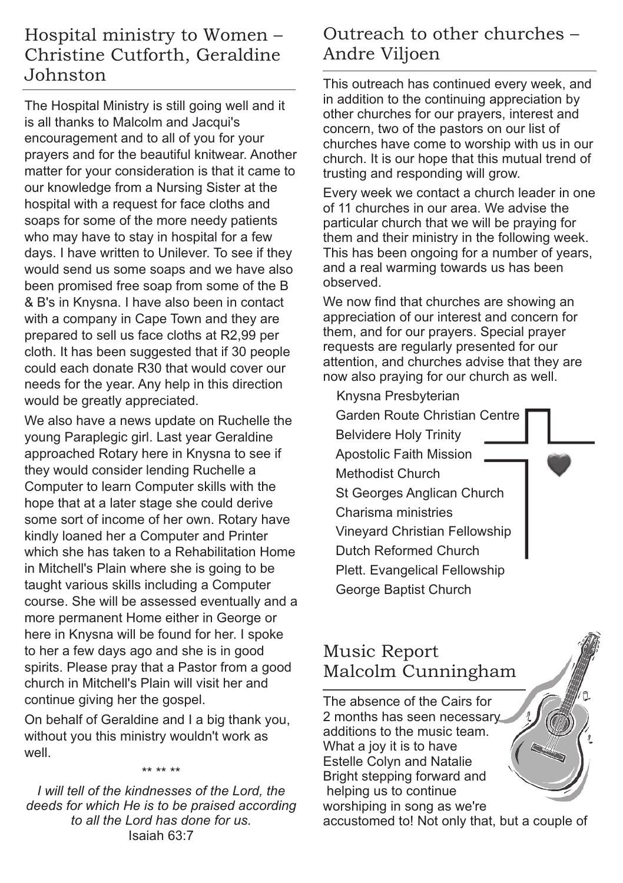## Hospital ministry to Women – Christine Cutforth, Geraldine Johnston

The Hospital Ministry is still going well and it is all thanks to Malcolm and Jacqui's encouragement and to all of you for your prayers and for the beautiful knitwear. Another matter for your consideration is that it came to our knowledge from a Nursing Sister at the hospital with a request for face cloths and soaps for some of the more needy patients who may have to stay in hospital for a few days. I have written to Unilever. To see if they would send us some soaps and we have also been promised free soap from some of the B & B's in Knysna. I have also been in contact with a company in Cape Town and they are prepared to sell us face cloths at R2,99 per cloth. It has been suggested that if 30 people could each donate R30 that would cover our needs for the year. Any help in this direction would be greatly appreciated.

We also have a news update on Ruchelle the young Paraplegic girl. Last year Geraldine approached Rotary here in Knysna to see if they would consider lending Ruchelle a Computer to learn Computer skills with the hope that at a later stage she could derive some sort of income of her own. Rotary have kindly loaned her a Computer and Printer which she has taken to a Rehabilitation Home in Mitchell's Plain where she is going to be taught various skills including a Computer course. She will be assessed eventually and a more permanent Home either in George or here in Knysna will be found for her. I spoke to her a few days ago and she is in good spirits. Please pray that a Pastor from a good church in Mitchell's Plain will visit her and continue giving her the gospel.

On behalf of Geraldine and I a big thank you, without you this ministry wouldn't work as well.

** ** **

*I will tell of the kindnesses of the Lord, the deeds for which He is to be praised according to all the Lord has done for us.*
Isaiah 63:7

## Outreach to other churches – Andre Viljoen

This outreach has continued every week, and in addition to the continuing appreciation by other churches for our prayers, interest and concern, two of the pastors on our list of churches have come to worship with us in our church. It is our hope that this mutual trend of trusting and responding will grow.

Every week we contact a church leader in one of 11 churches in our area. We advise the particular church that we will be praying for them and their ministry in the following week. This has been ongoing for a number of years, and a real warming towards us has been observed.

We now find that churches are showing an appreciation of our interest and concern for them, and for our prayers. Special prayer requests are regularly presented for our attention, and churches advise that they are now also praying for our church as well.

- Knysna Presbyterian
- Garden Route Christian Centre
- Belvidere Holy Trinity
- Apostolic Faith Mission
- Methodist Church
- St Georges Anglican Church
- Charisma ministries
- Vineyard Christian Fellowship
- Dutch Reformed Church
- Plett. Evangelical Fellowship
- George Baptist Church

## Music Report Malcolm Cunningham

The absence of the Cairs for 2 months has seen necessary additions to the music team. What a joy it is to have Estelle Colyn and Natalie Bright stepping forward and helping us to continue worshiping in song as we're accustomed to! Not only that, but a couple of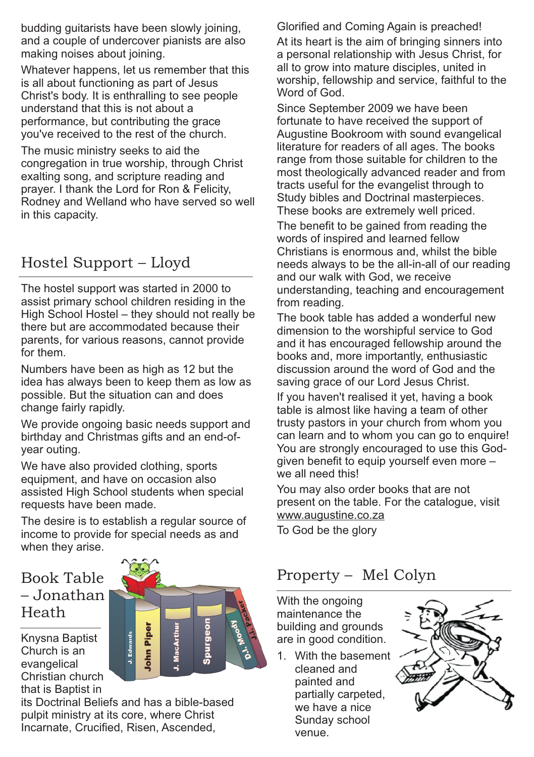budding guitarists have been slowly joining, and a couple of undercover pianists are also making noises about joining.

Whatever happens, let us remember that this is all about functioning as part of Jesus Christ's body. It is enthralling to see people understand that this is not about a performance, but contributing the grace you've received to the rest of the church.

The music ministry seeks to aid the congregation in true worship, through Christ exalting song, and scripture reading and prayer. I thank the Lord for Ron & Felicity, Rodney and Welland who have served so well in this capacity.

## Hostel Support – Lloyd

The hostel support was started in 2000 to assist primary school children residing in the High School Hostel – they should not really be there but are accommodated because their parents, for various reasons, cannot provide for them.

Numbers have been as high as 12 but the idea has always been to keep them as low as possible. But the situation can and does change fairly rapidly.

We provide ongoing basic needs support and birthday and Christmas gifts and an end-of-year outing.

We have also provided clothing, sports equipment, and have on occasion also assisted High School students when special requests have been made.

The desire is to establish a regular source of income to provide for special needs as and when they arise.

## Book Table – Jonathan Heath

Knysna Baptist Church is an evangelical Christian church that is Baptist in its Doctrinal Beliefs and has a bible-based pulpit ministry at its core, where Christ Incarnate, Crucified, Risen, Ascended, Glorified and Coming Again is preached!

At its heart is the aim of bringing sinners into a personal relationship with Jesus Christ, for all to grow into mature disciples, united in worship, fellowship and service, faithful to the Word of God.

Since September 2009 we have been fortunate to have received the support of Augustine Bookroom with sound evangelical literature for readers of all ages. The books range from those suitable for children to the most theologically advanced reader and from tracts useful for the evangelist through to Study bibles and Doctrinal masterpieces. These books are extremely well priced.

The benefit to be gained from reading the words of inspired and learned fellow Christians is enormous and, whilst the bible needs always to be the all-in-all of our reading and our walk with God, we receive understanding, teaching and encouragement from reading.

The book table has added a wonderful new dimension to the worshipful service to God and it has encouraged fellowship around the books and, more importantly, enthusiastic discussion around the word of God and the saving grace of our Lord Jesus Christ.

If you haven't realised it yet, having a book table is almost like having a team of other trusty pastors in your church from whom you can learn and to whom you can go to enquire! You are strongly encouraged to use this God-given benefit to equip yourself even more – we all need this!

You may also order books that are not present on the table. For the catalogue, visit www.augustine.co.za

To God be the glory

## Property – Mel Colyn

With the ongoing maintenance the building and grounds are in good condition.

1. With the basement cleaned and painted and partially carpeted, we have a nice Sunday school venue.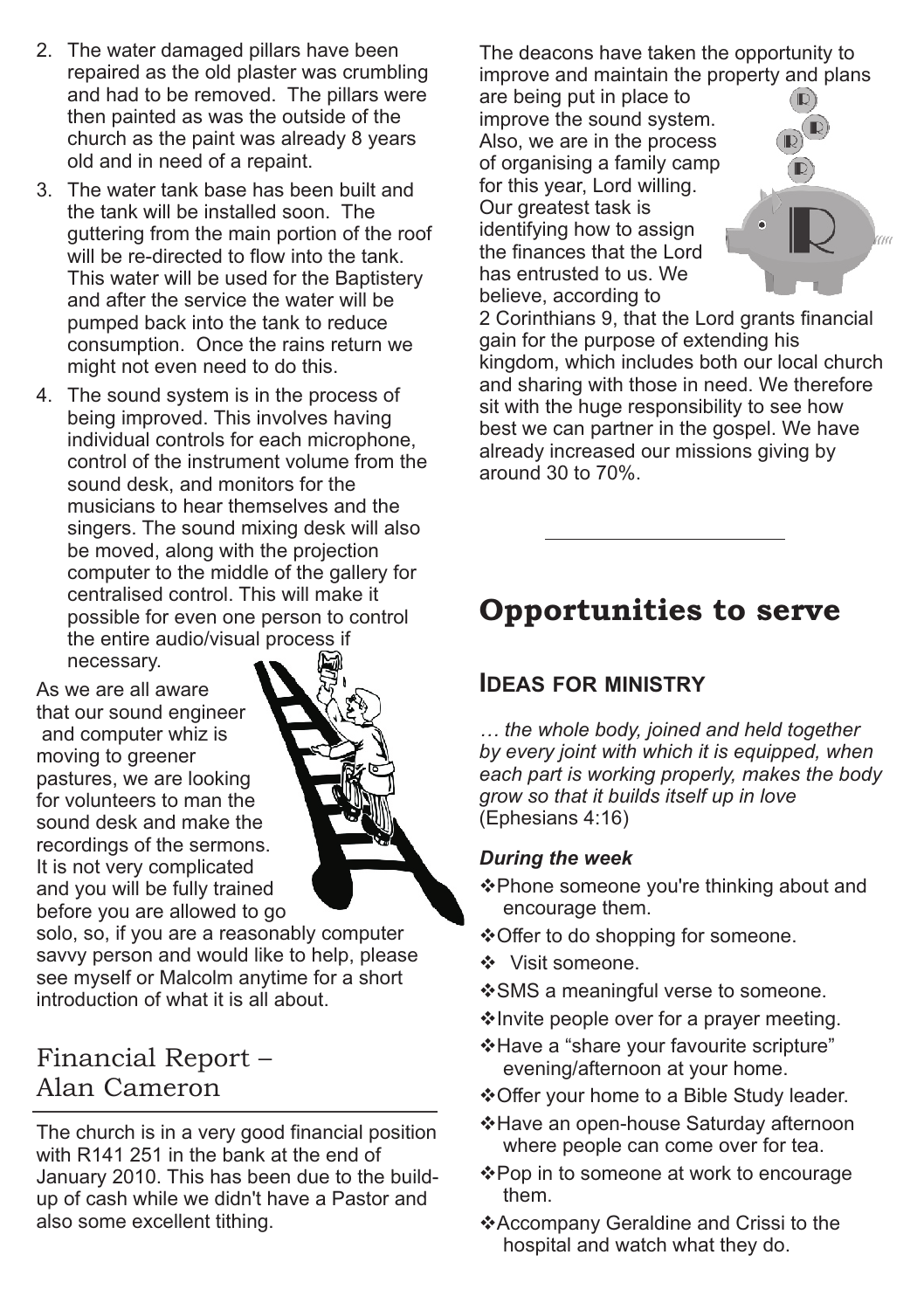2. The water damaged pillars have been repaired as the old plaster was crumbling and had to be removed. The pillars were then painted as was the outside of the church as the paint was already 8 years old and in need of a repaint.
3. The water tank base has been built and the tank will be installed soon. The guttering from the main portion of the roof will be re-directed to flow into the tank. This water will be used for the Baptistery and after the service the water will be pumped back into the tank to reduce consumption. Once the rains return we might not even need to do this.
4. The sound system is in the process of being improved. This involves having individual controls for each microphone, control of the instrument volume from the sound desk, and monitors for the musicians to hear themselves and the singers. The sound mixing desk will also be moved, along with the projection computer to the middle of the gallery for centralised control. This will make it possible for even one person to control the entire audio/visual process if necessary.

As we are all aware that our sound engineer and computer whiz is moving to greener pastures, we are looking for volunteers to man the sound desk and make the recordings of the sermons. It is not very complicated and you will be fully trained before you are allowed to go solo, so, if you are a reasonably computer savvy person and would like to help, please see myself or Malcolm anytime for a short introduction of what it is all about.

## Financial Report – Alan Cameron

The church is in a very good financial position with R141 251 in the bank at the end of January 2010. This has been due to the build-up of cash while we didn't have a Pastor and also some excellent tithing.

The deacons have taken the opportunity to improve and maintain the property and plans are being put in place to improve the sound system. Also, we are in the process of organising a family camp for this year, Lord willing. Our greatest task is identifying how to assign the finances that the Lord has entrusted to us. We believe, according to 2 Corinthians 9, that the Lord grants financial gain for the purpose of extending his kingdom, which includes both our local church and sharing with those in need. We therefore sit with the huge responsibility to see how best we can partner in the gospel. We have already increased our missions giving by around 30 to 70%.

# Opportunities to serve

## Ideas for ministry

*… the whole body, joined and held together by every joint with which it is equipped, when each part is working properly, makes the body grow so that it builds itself up in love* (Ephesians 4:16)

***During the week***

- Phone someone you're thinking about and encourage them.
- Offer to do shopping for someone.
- Visit someone.
- SMS a meaningful verse to someone.
- Invite people over for a prayer meeting.
- Have a "share your favourite scripture" evening/afternoon at your home.
- Offer your home to a Bible Study leader.
- Have an open-house Saturday afternoon where people can come over for tea.
- Pop in to someone at work to encourage them.
- Accompany Geraldine and Crissi to the hospital and watch what they do.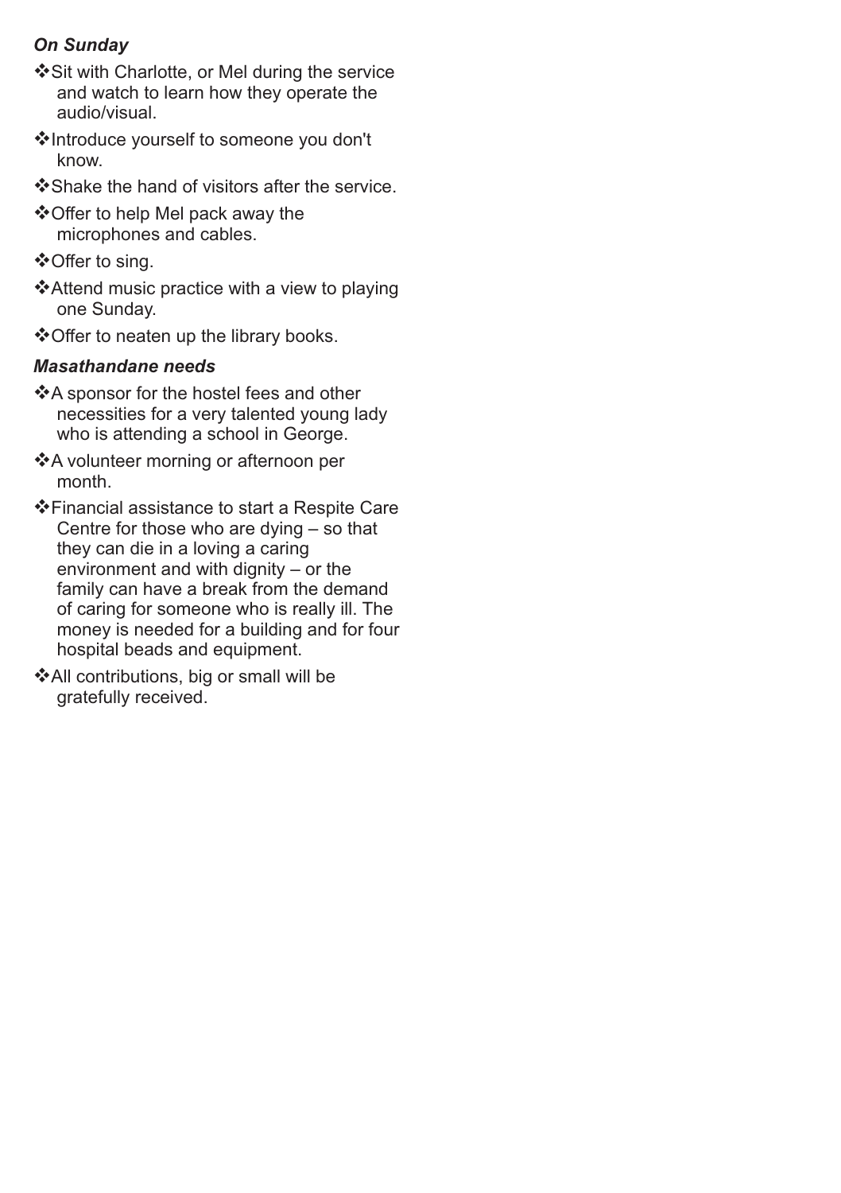***On Sunday***

❖Sit with Charlotte, or Mel during the service and watch to learn how they operate the audio/visual.

❖Introduce yourself to someone you don't know.

❖Shake the hand of visitors after the service.

❖Offer to help Mel pack away the microphones and cables.

❖Offer to sing.

❖Attend music practice with a view to playing one Sunday.

❖Offer to neaten up the library books.

***Masathandane needs***

❖A sponsor for the hostel fees and other necessities for a very talented young lady who is attending a school in George.

❖A volunteer morning or afternoon per month.

❖Financial assistance to start a Respite Care Centre for those who are dying – so that they can die in a loving a caring environment and with dignity – or the family can have a break from the demand of caring for someone who is really ill. The money is needed for a building and for four hospital beads and equipment.

❖All contributions, big or small will be gratefully received.